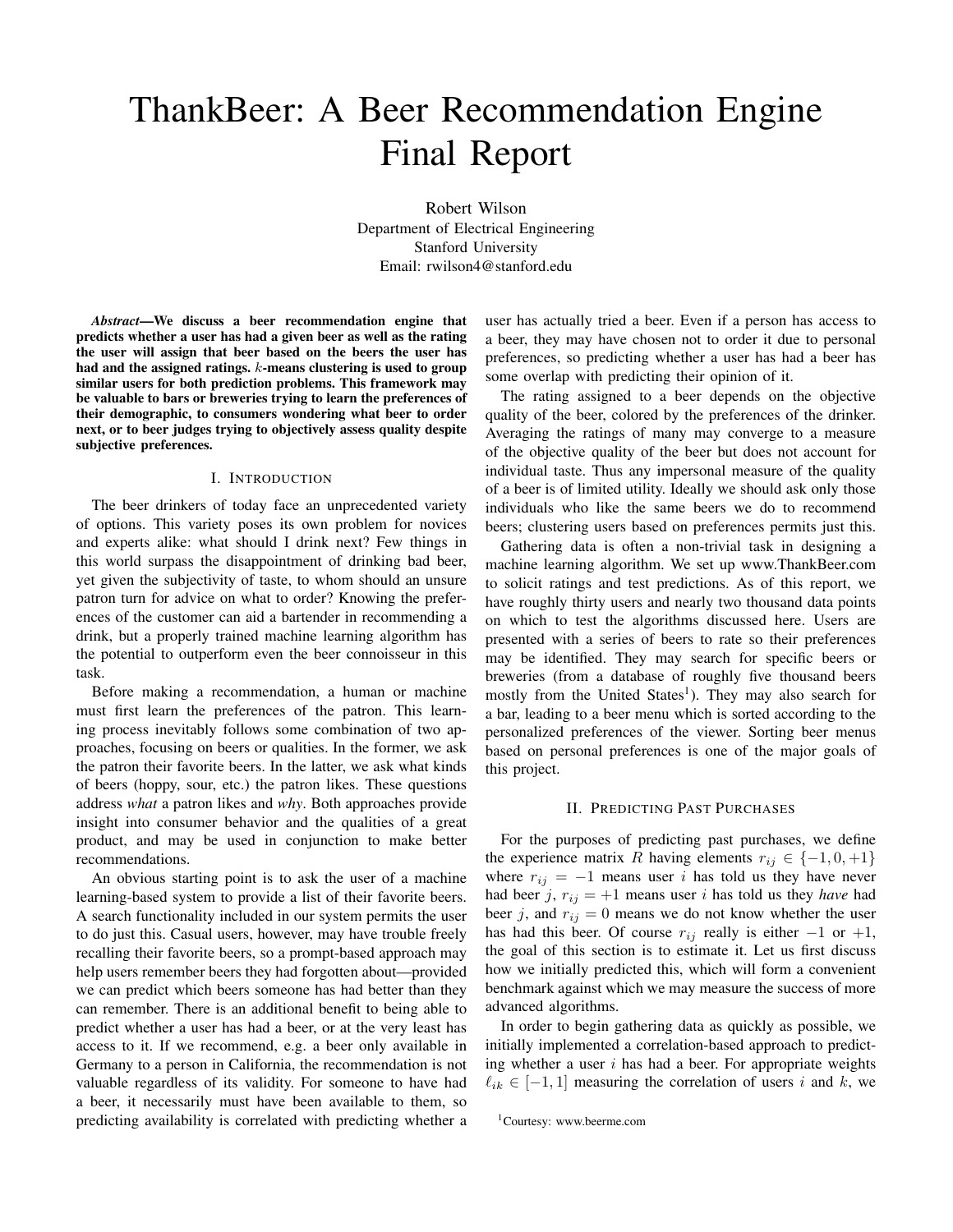# ThankBeer: A Beer Recommendation Engine Final Report

Robert Wilson
Department of Electrical Engineering
Stanford University
Email: rwilson4@stanford.edu

***Abstract*—We discuss a beer recommendation engine that predicts whether a user has had a given beer as well as the rating the user will assign that beer based on the beers the user has had and the assigned ratings. $k$-means clustering is used to group similar users for both prediction problems. This framework may be valuable to bars or breweries trying to learn the preferences of their demographic, to consumers wondering what beer to order next, or to beer judges trying to objectively assess quality despite subjective preferences.**

## I. Introduction

The beer drinkers of today face an unprecedented variety of options. This variety poses its own problem for novices and experts alike: what should I drink next? Few things in this world surpass the disappointment of drinking bad beer, yet given the subjectivity of taste, to whom should an unsure patron turn for advice on what to order? Knowing the preferences of the customer can aid a bartender in recommending a drink, but a properly trained machine learning algorithm has the potential to outperform even the beer connoisseur in this task.

Before making a recommendation, a human or machine must first learn the preferences of the patron. This learning process inevitably follows some combination of two approaches, focusing on beers or qualities. In the former, we ask the patron their favorite beers. In the latter, we ask what kinds of beers (hoppy, sour, etc.) the patron likes. These questions address *what* a patron likes and *why*. Both approaches provide insight into consumer behavior and the qualities of a great product, and may be used in conjunction to make better recommendations.

An obvious starting point is to ask the user of a machine learning-based system to provide a list of their favorite beers. A search functionality included in our system permits the user to do just this. Casual users, however, may have trouble freely recalling their favorite beers, so a prompt-based approach may help users remember beers they had forgotten about—provided we can predict which beers someone has had better than they can remember. There is an additional benefit to being able to predict whether a user has had a beer, or at the very least has access to it. If we recommend, e.g. a beer only available in Germany to a person in California, the recommendation is not valuable regardless of its validity. For someone to have had a beer, it necessarily must have been available to them, so predicting availability is correlated with predicting whether a user has actually tried a beer. Even if a person has access to a beer, they may have chosen not to order it due to personal preferences, so predicting whether a user has had a beer has some overlap with predicting their opinion of it.

The rating assigned to a beer depends on the objective quality of the beer, colored by the preferences of the drinker. Averaging the ratings of many may converge to a measure of the objective quality of the beer but does not account for individual taste. Thus any impersonal measure of the quality of a beer is of limited utility. Ideally we should ask only those individuals who like the same beers we do to recommend beers; clustering users based on preferences permits just this.

Gathering data is often a non-trivial task in designing a machine learning algorithm. We set up www.ThankBeer.com to solicit ratings and test predictions. As of this report, we have roughly thirty users and nearly two thousand data points on which to test the algorithms discussed here. Users are presented with a series of beers to rate so their preferences may be identified. They may search for specific beers or breweries (from a database of roughly five thousand beers mostly from the United States[1]). They may also search for a bar, leading to a beer menu which is sorted according to the personalized preferences of the viewer. Sorting beer menus based on personal preferences is one of the major goals of this project.

## II. Predicting Past Purchases

For the purposes of predicting past purchases, we define the experience matrix $R$ having elements $r_{ij} \in \{-1, 0, +1\}$ where $r_{ij} = -1$ means user $i$ has told us they have never had beer $j$, $r_{ij} = +1$ means user $i$ has told us they *have* had beer $j$, and $r_{ij} = 0$ means we do not know whether the user has had this beer. Of course $r_{ij}$ really is either $-1$ or $+1$, the goal of this section is to estimate it. Let us first discuss how we initially predicted this, which will form a convenient benchmark against which we may measure the success of more advanced algorithms.

In order to begin gathering data as quickly as possible, we initially implemented a correlation-based approach to predicting whether a user $i$ has had a beer. For appropriate weights $\ell_{ik} \in [-1, 1]$ measuring the correlation of users $i$ and $k$, we

[1] Courtesy: www.beerme.com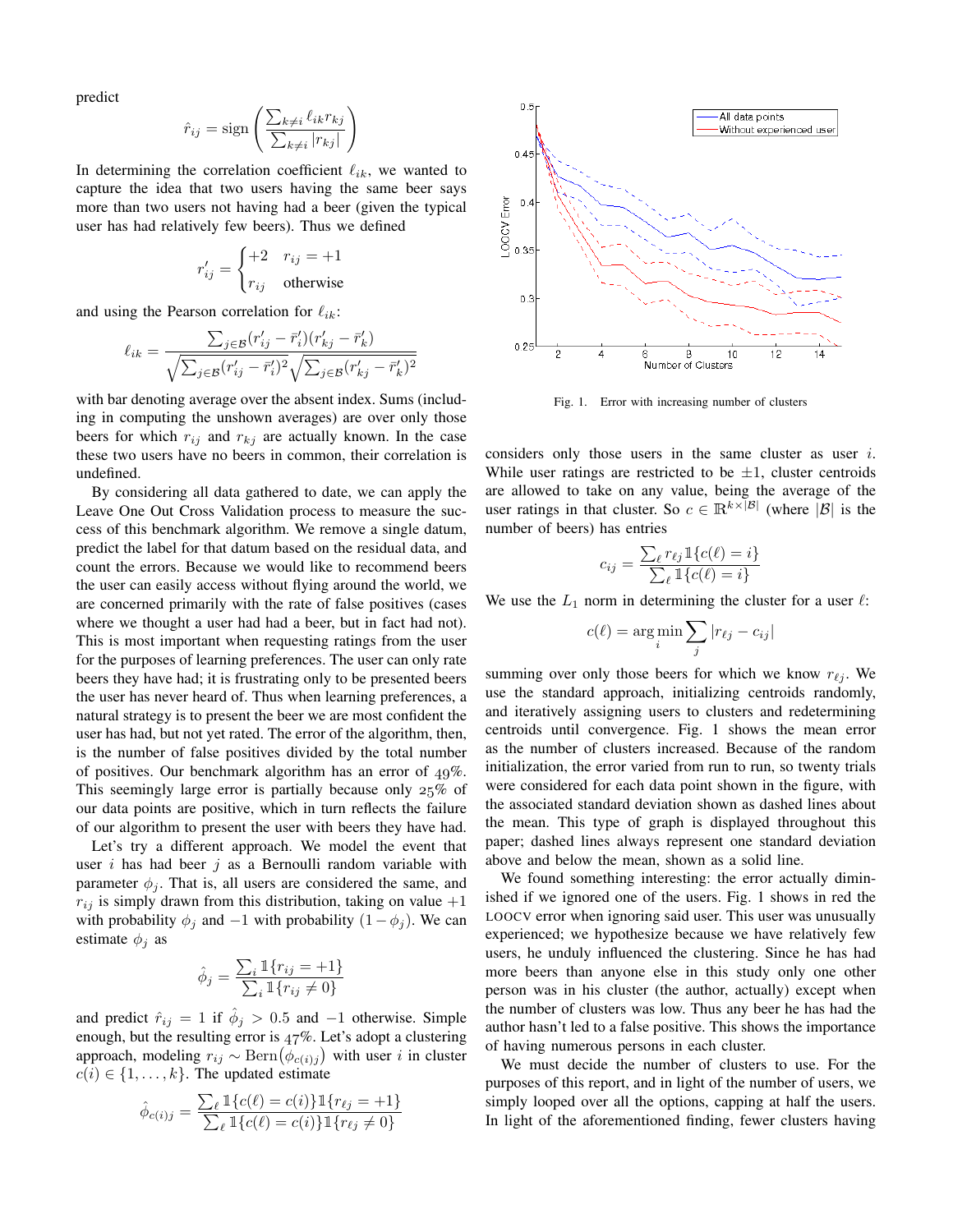predict

$$\hat{r}_{ij} = \text{sign}\left(\frac{\sum_{k\neq i} \ell_{ik} r_{kj}}{\sum_{k\neq i} |r_{kj}|}\right)$$

In determining the correlation coefficient $\ell_{ik}$, we wanted to capture the idea that two users having the same beer says more than two users not having had a beer (given the typical user has had relatively few beers). Thus we defined

$$r'_{ij} = \begin{cases} +2 & r_{ij} = +1 \\ r_{ij} & \text{otherwise} \end{cases}$$

and using the Pearson correlation for $\ell_{ik}$:

$$\ell_{ik} = \frac{\sum_{j\in\mathcal{B}}(r'_{ij} - \bar{r}'_i)(r'_{kj} - \bar{r}'_k)}{\sqrt{\sum_{j\in\mathcal{B}}(r'_{ij} - \bar{r}'_i)^2}\sqrt{\sum_{j\in\mathcal{B}}(r'_{kj} - \bar{r}'_k)^2}}$$

with bar denoting average over the absent index. Sums (including in computing the unshown averages) are over only those beers for which $r_{ij}$ and $r_{kj}$ are actually known. In the case these two users have no beers in common, their correlation is undefined.

By considering all data gathered to date, we can apply the Leave One Out Cross Validation process to measure the success of this benchmark algorithm. We remove a single datum, predict the label for that datum based on the residual data, and count the errors. Because we would like to recommend beers the user can easily access without flying around the world, we are concerned primarily with the rate of false positives (cases where we thought a user had had a beer, but in fact had not). This is most important when requesting ratings from the user for the purposes of learning preferences. The user can only rate beers they have had; it is frustrating only to be presented beers the user has never heard of. Thus when learning preferences, a natural strategy is to present the beer we are most confident the user has had, but not yet rated. The error of the algorithm, then, is the number of false positives divided by the total number of positives. Our benchmark algorithm has an error of 49%. This seemingly large error is partially because only 25% of our data points are positive, which in turn reflects the failure of our algorithm to present the user with beers they have had.

Let's try a different approach. We model the event that user $i$ has had beer $j$ as a Bernoulli random variable with parameter $\phi_j$. That is, all users are considered the same, and $r_{ij}$ is simply drawn from this distribution, taking on value $+1$ with probability $\phi_j$ and $-1$ with probability $(1 - \phi_j)$. We can estimate $\phi_j$ as

$$\hat{\phi}_j = \frac{\sum_i \mathbb{1}\{r_{ij} = +1\}}{\sum_i \mathbb{1}\{r_{ij} \neq 0\}}$$

and predict $\hat{r}_{ij} = 1$ if $\hat{\phi}_j > 0.5$ and $-1$ otherwise. Simple enough, but the resulting error is 47%. Let's adopt a clustering approach, modeling $r_{ij} \sim \text{Bern}(\phi_{c(i)j})$ with user $i$ in cluster $c(i) \in \{1, \ldots, k\}$. The updated estimate

$$\hat{\phi}_{c(i)j} = \frac{\sum_\ell \mathbb{1}\{c(\ell) = c(i)\}\mathbb{1}\{r_{\ell j} = +1\}}{\sum_\ell \mathbb{1}\{c(\ell) = c(i)\}\mathbb{1}\{r_{\ell j} \neq 0\}}$$

Fig. 1. Error with increasing number of clusters

considers only those users in the same cluster as user $i$. While user ratings are restricted to be $\pm 1$, cluster centroids are allowed to take on any value, being the average of the user ratings in that cluster. So $c \in \mathbb{R}^{k\times|\mathcal{B}|}$ (where $|\mathcal{B}|$ is the number of beers) has entries

$$c_{ij} = \frac{\sum_\ell r_{\ell j}\mathbb{1}\{c(\ell) = i\}}{\sum_\ell \mathbb{1}\{c(\ell) = i\}}$$

We use the $L_1$ norm in determining the cluster for a user $\ell$:

$$c(\ell) = \arg\min_i \sum_j |r_{\ell j} - c_{ij}|$$

summing over only those beers for which we know $r_{\ell j}$. We use the standard approach, initializing centroids randomly, and iteratively assigning users to clusters and redetermining centroids until convergence. Fig. 1 shows the mean error as the number of clusters increased. Because of the random initialization, the error varied from run to run, so twenty trials were considered for each data point shown in the figure, with the associated standard deviation shown as dashed lines about the mean. This type of graph is displayed throughout this paper; dashed lines always represent one standard deviation above and below the mean, shown as a solid line.

We found something interesting: the error actually diminished if we ignored one of the users. Fig. 1 shows in red the LOOCV error when ignoring said user. This user was unusually experienced; we hypothesize because we have relatively few users, he unduly influenced the clustering. Since he has had more beers than anyone else in this study only one other person was in his cluster (the author, actually) except when the number of clusters was low. Thus any beer he has had the author hasn't led to a false positive. This shows the importance of having numerous persons in each cluster.

We must decide the number of clusters to use. For the purposes of this report, and in light of the number of users, we simply looped over all the options, capping at half the users. In light of the aforementioned finding, fewer clusters having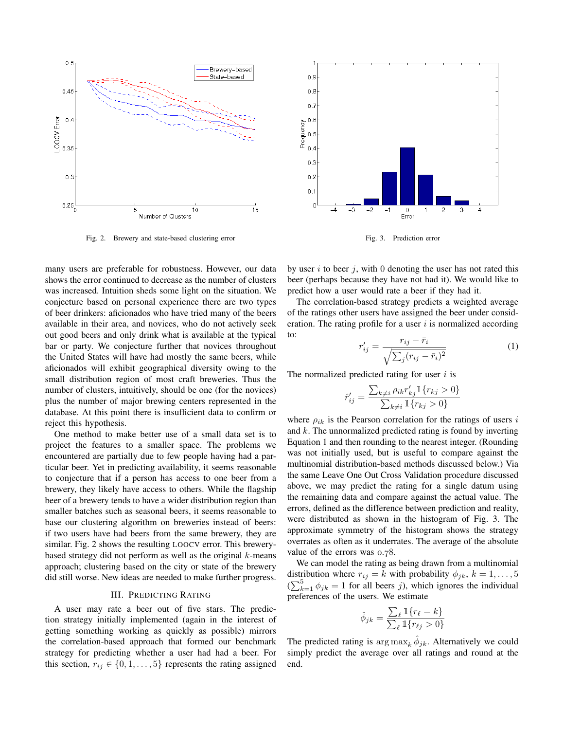Fig. 2. Brewery and state-based clustering error

Fig. 3. Prediction error

many users are preferable for robustness. However, our data shows the error continued to decrease as the number of clusters was increased. Intuition sheds some light on the situation. We conjecture based on personal experience there are two types of beer drinkers: aficionados who have tried many of the beers available in their area, and novices, who do not actively seek out good beers and only drink what is available at the typical bar or party. We conjecture further that novices throughout the United States will have had mostly the same beers, while aficionados will exhibit geographical diversity owing to the small distribution region of most craft breweries. Thus the number of clusters, intuitively, should be one (for the novices) plus the number of major brewing centers represented in the database. At this point there is insufficient data to confirm or reject this hypothesis.

One method to make better use of a small data set is to project the features to a smaller space. The problems we encountered are partially due to few people having had a particular beer. Yet in predicting availability, it seems reasonable to conjecture that if a person has access to one beer from a brewery, they likely have access to others. While the flagship beer of a brewery tends to have a wider distribution region than smaller batches such as seasonal beers, it seems reasonable to base our clustering algorithm on breweries instead of beers: if two users have had beers from the same brewery, they are similar. Fig. 2 shows the resulting LOOCV error. This brewery-based strategy did not perform as well as the original $k$-means approach; clustering based on the city or state of the brewery did still worse. New ideas are needed to make further progress.

## III. Predicting Rating

A user may rate a beer out of five stars. The prediction strategy initially implemented (again in the interest of getting something working as quickly as possible) mirrors the correlation-based approach that formed our benchmark strategy for predicting whether a user had had a beer. For this section, $r_{ij} \in \{0, 1, \ldots, 5\}$ represents the rating assigned by user $i$ to beer $j$, with 0 denoting the user has not rated this beer (perhaps because they have not had it). We would like to predict how a user would rate a beer if they had it.

The correlation-based strategy predicts a weighted average of the ratings other users have assigned the beer under consideration. The rating profile for a user $i$ is normalized according to:

$$r'_{ij} = \frac{r_{ij} - \bar{r}_i}{\sqrt{\sum_j (r_{ij} - \bar{r}_i)^2}} \tag{1}$$

The normalized predicted rating for user $i$ is

$$\hat{r}'_{ij} = \frac{\sum_{k \neq i} \rho_{ik} r'_{kj} \mathbb{1}\{r_{kj} > 0\}}{\sum_{k \neq i} \mathbb{1}\{r_{kj} > 0\}}$$

where $\rho_{ik}$ is the Pearson correlation for the ratings of users $i$ and $k$. The unnormalized predicted rating is found by inverting Equation 1 and then rounding to the nearest integer. (Rounding was not initially used, but is useful to compare against the multinomial distribution-based methods discussed below.) Via the same Leave One Out Cross Validation procedure discussed above, we may predict the rating for a single datum using the remaining data and compare against the actual value. The errors, defined as the difference between prediction and reality, were distributed as shown in the histogram of Fig. 3. The approximate symmetry of the histogram shows the strategy overrates as often as it underrates. The average of the absolute value of the errors was 0.78.

We can model the rating as being drawn from a multinomial distribution where $r_{ij} = k$ with probability $\phi_{jk}$, $k = 1, \ldots, 5$ ($\sum_{k=1}^{5} \phi_{jk} = 1$ for all beers $j$), which ignores the individual preferences of the users. We estimate

$$\hat{\phi}_{jk} = \frac{\sum_\ell \mathbb{1}\{r_\ell = k\}}{\sum_\ell \mathbb{1}\{r_{\ell j} > 0\}}$$

The predicted rating is $\arg\max_k \hat{\phi}_{jk}$. Alternatively we could simply predict the average over all ratings and round at the end.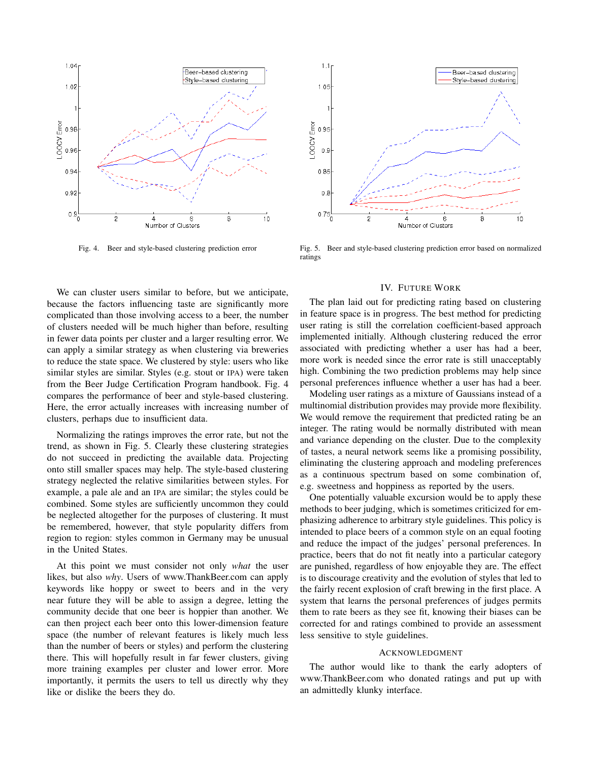1.04

1.02

1

0.98

0.96

0.94

0.92

0.9

LOOCV Error

0 2 4 6 8 10

Number of Clusters

Beer–based clustering

Style–based clustering

Fig. 4. Beer and style-based clustering prediction error

1.1

1.05

1

0.95

0.9

0.85

0.8

0.75

LOOCV Error

0 2 4 6 8 10

Number of Clusters

Beer–based clustering

Style–based clustering

Fig. 5. Beer and style-based clustering prediction error based on normalized ratings

We can cluster users similar to before, but we anticipate, because the factors influencing taste are significantly more complicated than those involving access to a beer, the number of clusters needed will be much higher than before, resulting in fewer data points per cluster and a larger resulting error. We can apply a similar strategy as when clustering via breweries to reduce the state space. We clustered by style: users who like similar styles are similar. Styles (e.g. stout or IPA) were taken from the Beer Judge Certification Program handbook. Fig. 4 compares the performance of beer and style-based clustering. Here, the error actually increases with increasing number of clusters, perhaps due to insufficient data.

Normalizing the ratings improves the error rate, but not the trend, as shown in Fig. 5. Clearly these clustering strategies do not succeed in predicting the available data. Projecting onto still smaller spaces may help. The style-based clustering strategy neglected the relative similarities between styles. For example, a pale ale and an IPA are similar; the styles could be combined. Some styles are sufficiently uncommon they could be neglected altogether for the purposes of clustering. It must be remembered, however, that style popularity differs from region to region: styles common in Germany may be unusual in the United States.

At this point we must consider not only *what* the user likes, but also *why*. Users of www.ThankBeer.com can apply keywords like hoppy or sweet to beers and in the very near future they will be able to assign a degree, letting the community decide that one beer is hoppier than another. We can then project each beer onto this lower-dimension feature space (the number of relevant features is likely much less than the number of beers or styles) and perform the clustering there. This will hopefully result in far fewer clusters, giving more training examples per cluster and lower error. More importantly, it permits the users to tell us directly why they like or dislike the beers they do.

## IV. Future Work

The plan laid out for predicting rating based on clustering in feature space is in progress. The best method for predicting user rating is still the correlation coefficient-based approach implemented initially. Although clustering reduced the error associated with predicting whether a user has had a beer, more work is needed since the error rate is still unacceptably high. Combining the two prediction problems may help since personal preferences influence whether a user has had a beer.

Modeling user ratings as a mixture of Gaussians instead of a multinomial distribution provides may provide more flexibility. We would remove the requirement that predicted rating be an integer. The rating would be normally distributed with mean and variance depending on the cluster. Due to the complexity of tastes, a neural network seems like a promising possibility, eliminating the clustering approach and modeling preferences as a continuous spectrum based on some combination of, e.g. sweetness and hoppiness as reported by the users.

One potentially valuable excursion would be to apply these methods to beer judging, which is sometimes criticized for emphasizing adherence to arbitrary style guidelines. This policy is intended to place beers of a common style on an equal footing and reduce the impact of the judges' personal preferences. In practice, beers that do not fit neatly into a particular category are punished, regardless of how enjoyable they are. The effect is to discourage creativity and the evolution of styles that led to the fairly recent explosion of craft brewing in the first place. A system that learns the personal preferences of judges permits them to rate beers as they see fit, knowing their biases can be corrected for and ratings combined to provide an assessment less sensitive to style guidelines.

## Acknowledgment

The author would like to thank the early adopters of www.ThankBeer.com who donated ratings and put up with an admittedly klunky interface.